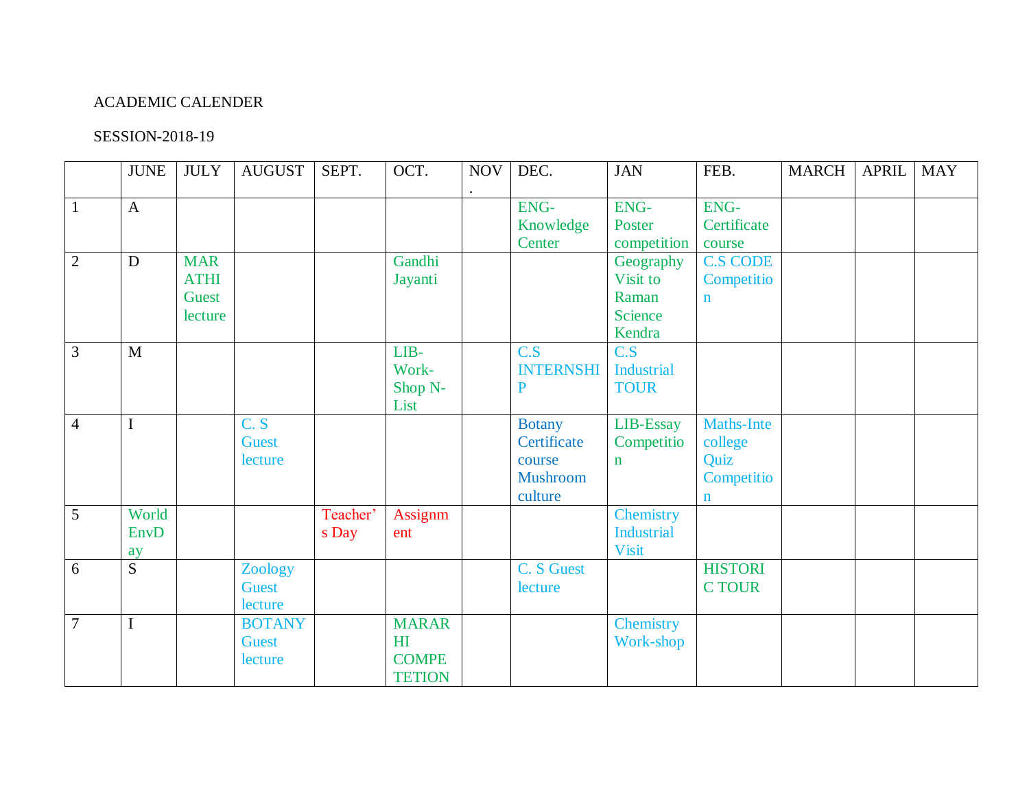ACADEMIC CALENDER

SESSION-2018-19

| | JUNE | JULY | AUGUST | SEPT. | OCT. | NOV. | DEC. | JAN | FEB. | MARCH | APRIL | MAY |
|---|---|---|---|---|---|---|---|---|---|---|---|---|
| 1 | A | | | | | | ENG-Knowledge Center | ENG-Poster competition | ENG-Certificate course | | | |
| 2 | D | MARATHI Guest lecture | | | Gandhi Jayanti | | | Geography Visit to Raman Science Kendra | C.S CODE Competition | | | |
| 3 | M | | | | LIB-Work-Shop N-List | | C.S INTERNSHIP | C.S Industrial TOUR | | | | |
| 4 | I | | C. S Guest lecture | | | | Botany Certificate course Mushroom culture | LIB-Essay Competition | Maths-Inte college Quiz Competition | | | |
| 5 | World EnvDay | | | Teacher's Day | Assignment | | | Chemistry Industrial Visit | | | | |
| 6 | S | | Zoology Guest lecture | | | | C. S Guest lecture | | HISTORIC TOUR | | | |
| 7 | I | | BOTANY Guest lecture | | MARARHI COMPETETION | | | Chemistry Work-shop | | | | |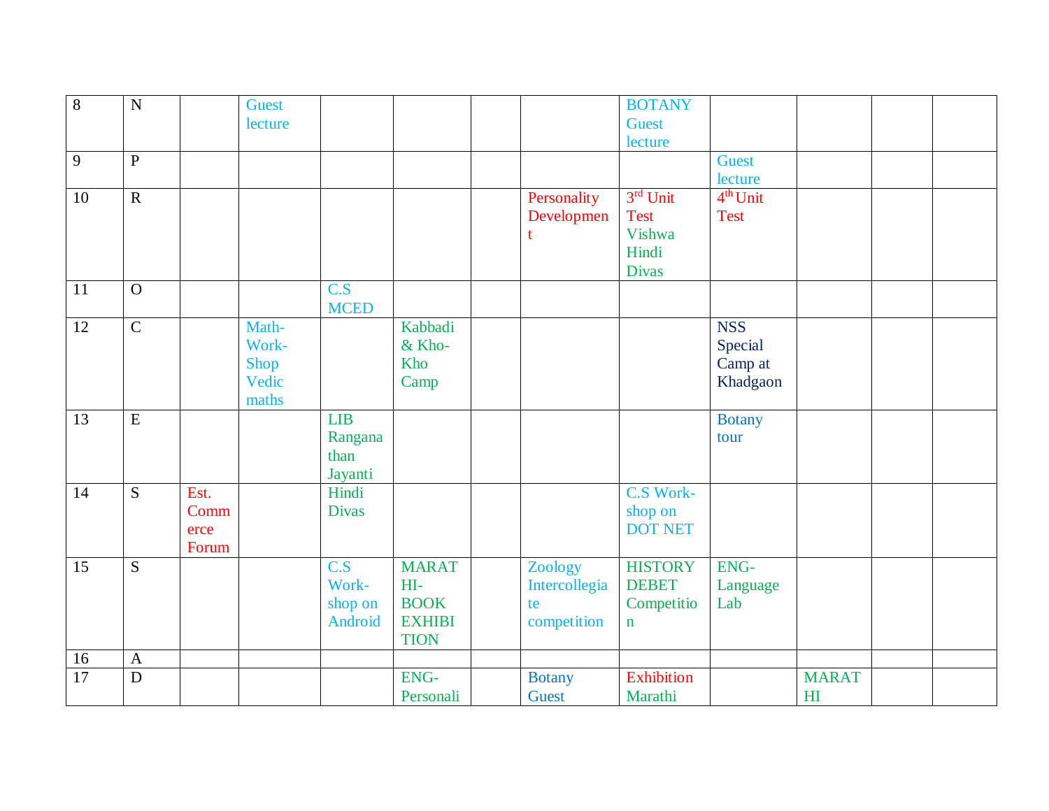| 8 | N | | Guest lecture | | | | | BOTANY Guest lecture | | | | |
|---|---|---|---|---|---|---|---|---|---|---|---|---|
| 9 | P | | | | | | | | Guest lecture | | | |
| 10 | R | | | | | | Personality Development | 3rd Unit Test Vishwa Hindi Divas | 4th Unit Test | | | |
| 11 | O | | | C.S MCED | | | | | | | | |
| 12 | C | | Math-Work-Shop Vedic maths | | Kabbadi & Kho-Kho Camp | | | | NSS Special Camp at Khadgaon | | | |
| 13 | E | | | LIB Ranganathan Jayanti | | | | | Botany tour | | | |
| 14 | S | Est. Commerce Forum | | Hindi Divas | | | | C.S Work-shop on DOT NET | | | | |
| 15 | S | | | C.S Work-shop on Android | MARATHI-BOOK EXHIBITION | | Zoology Intercollegiate competition | HISTORY DEBET Competition | ENG-Language Lab | | | |
| 16 | A | | | | | | | | | | | |
| 17 | D | | | | ENG-Personali | | Botany Guest | Exhibition Marathi | | MARATHI | | |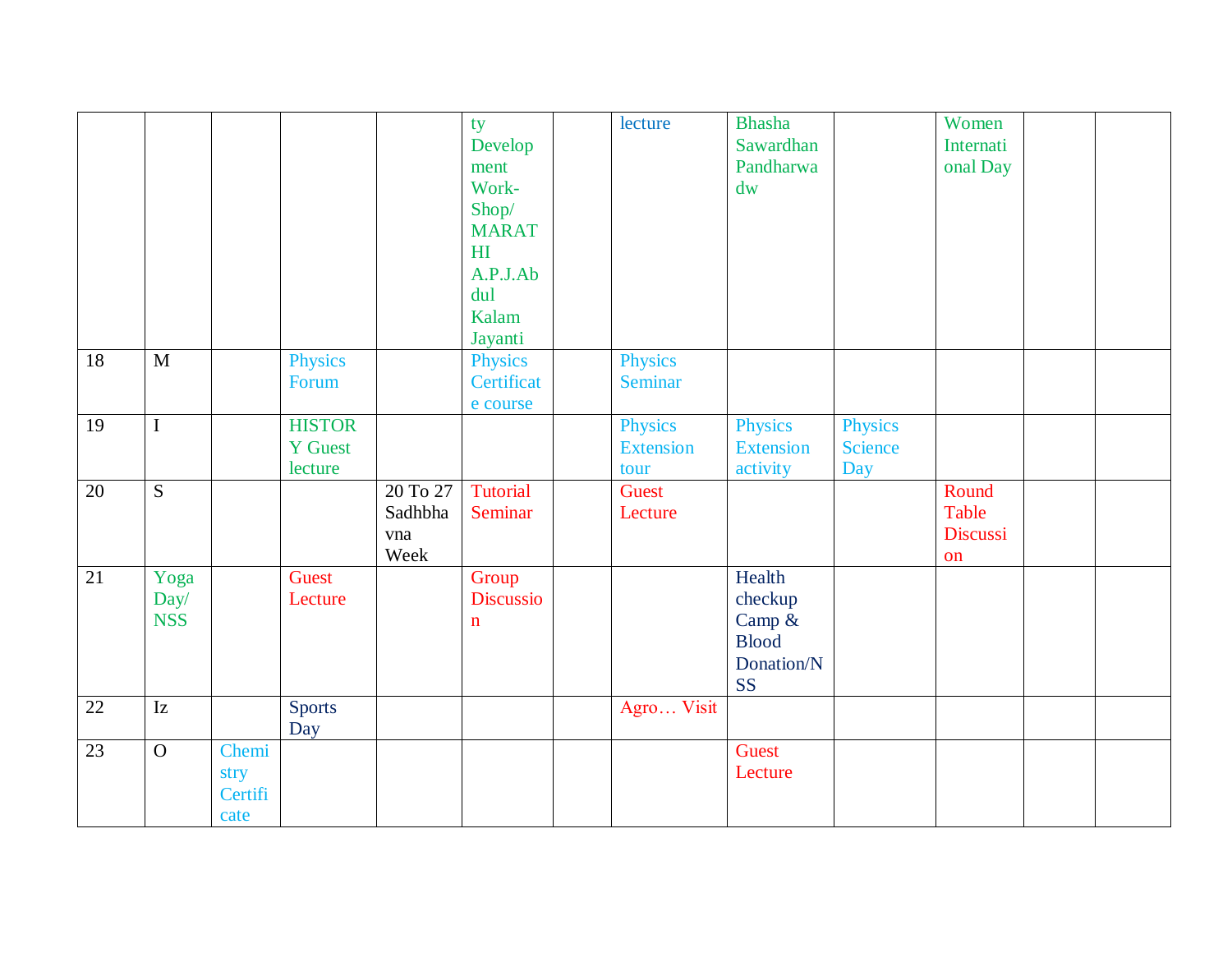| | | | | | | | | | | | | |
|---|---|---|---|---|---|---|---|---|---|---|---|---|
| | | | | | ty Development Work-Shop/ MARATHI A.P.J.Abdul Kalam Jayanti | | lecture | Bhasha Sawardhan Pandharwadw | | Women International Day | | |
| 18 | M | | Physics Forum | | Physics Certificate course | | Physics Seminar | | | | | |
| 19 | I | | HISTORY Guest lecture | | | | Physics Extension tour | Physics Extension activity | Physics Science Day | | | |
| 20 | S | | | 20 To 27 Sadhbhavna Week | Tutorial Seminar | | Guest Lecture | | | Round Table Discussion | | |
| 21 | Yoga Day/ NSS | | Guest Lecture | | Group Discussion | | | Health checkup Camp & Blood Donation/NSS | | | | |
| 22 | Iz | | Sports Day | | | | Agro… Visit | | | | | |
| 23 | O | Chemistry Certificate | | | | | | Guest Lecture | | | | |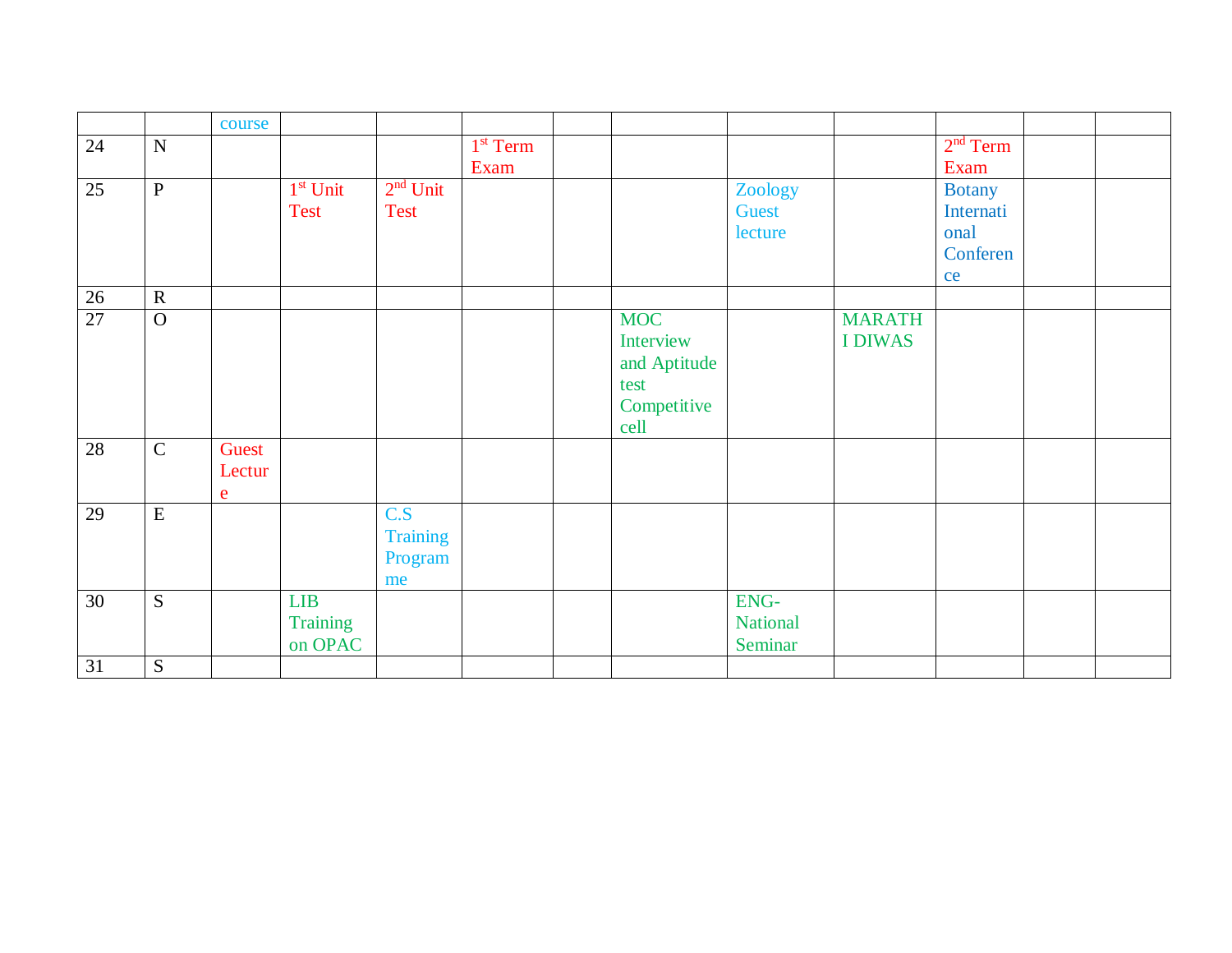| | | | | | | | | | | | | |
|---|---|---|---|---|---|---|---|---|---|---|---|---|
| | | course | | | | | | | | | | |
| 24 | N | | | | 1st Term Exam | | | | | 2nd Term Exam | | |
| 25 | P | | 1st Unit Test | 2nd Unit Test | | | | Zoology Guest lecture | | Botany International Conference | | |
| 26 | R | | | | | | | | | | | |
| 27 | O | | | | | | MOC Interview and Aptitude test Competitive cell | | MARATHI DIWAS | | | |
| 28 | C | Guest Lecture | | | | | | | | | | |
| 29 | E | | | C.S Training Programme | | | | | | | | |
| 30 | S | | LIB Training on OPAC | | | | | ENG-National Seminar | | | | |
| 31 | S | | | | | | | | | | | |